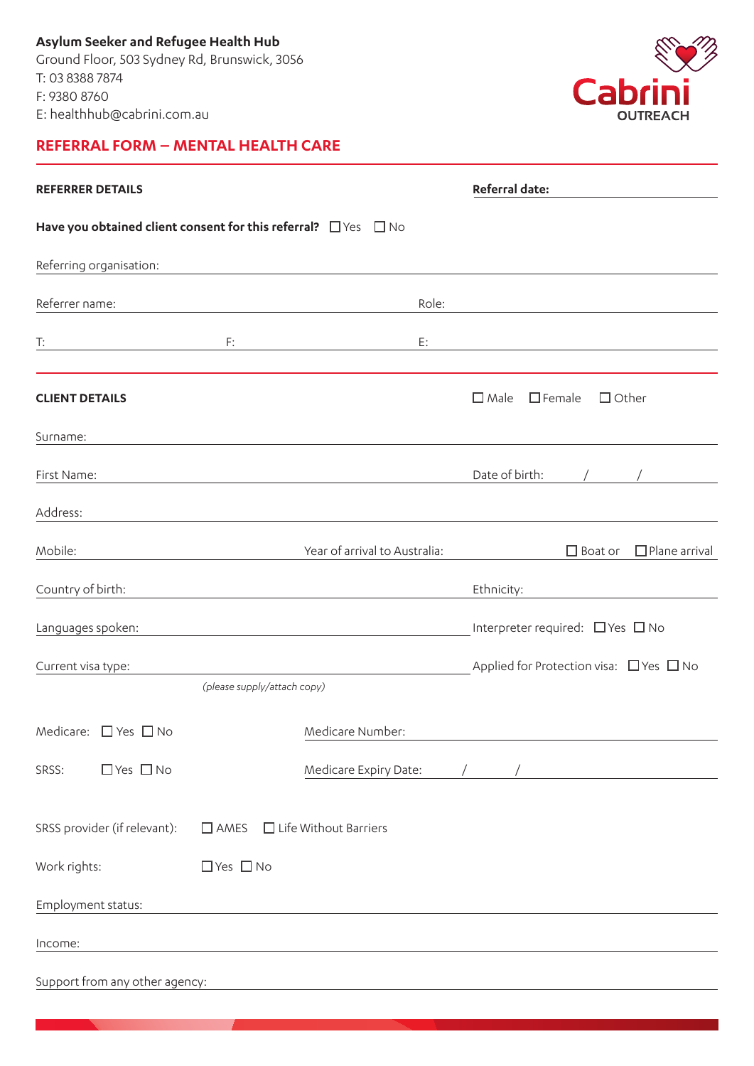**Asylum Seeker and Refugee Health Hub**
Ground Floor, 503 Sydney Rd, Brunswick, 3056
T: 03 8388 7874
F: 9380 8760
E: healthhub@cabrini.com.au

Cabrini OUTREACH

## REFERRAL FORM – MENTAL HEALTH CARE

**REFERRER DETAILS** **Referral date:** ____________

**Have you obtained client consent for this referral?** ☐ Yes ☐ No

Referring organisation: ____________

Referrer name: ____________ Role: ____________

T: ____________ F: ____________ E: ____________

**CLIENT DETAILS** ☐ Male ☐ Female ☐ Other

Surname: ____________

First Name: ____________ Date of birth: / /

Address: ____________

Mobile: ____________ Year of arrival to Australia: ____________ ☐ Boat or ☐ Plane arrival

Country of birth: ____________ Ethnicity: ____________

Languages spoken: ____________ Interpreter required: ☐ Yes ☐ No

Current visa type: ____________ Applied for Protection visa: ☐ Yes ☐ No

*(please supply/attach copy)*

Medicare: ☐ Yes ☐ No Medicare Number: ____________

SRSS: ☐ Yes ☐ No Medicare Expiry Date: / /

SRSS provider (if relevant): ☐ AMES ☐ Life Without Barriers

Work rights: ☐ Yes ☐ No

Employment status: ____________

Income: ____________

Support from any other agency: ____________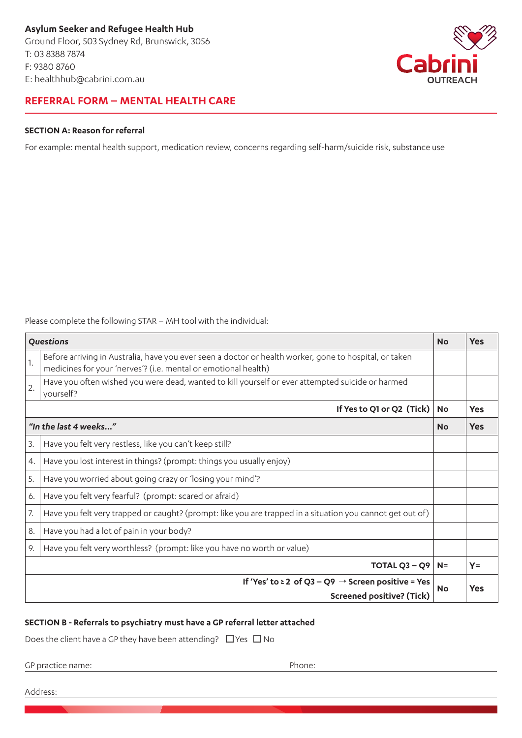**Asylum Seeker and Refugee Health Hub**
Ground Floor, 503 Sydney Rd, Brunswick, 3056
T: 03 8388 7874
F: 9380 8760
E: healthhub@cabrini.com.au

Cabrini OUTREACH

## REFERRAL FORM – MENTAL HEALTH CARE

### SECTION A: Reason for referral

For example: mental health support, medication review, concerns regarding self-harm/suicide risk, substance use

Please complete the following STAR – MH tool with the individual:

| | *Questions* | No | Yes |
|---|---|---|---|
| 1. | Before arriving in Australia, have you ever seen a doctor or health worker, gone to hospital, or taken medicines for your 'nerves'? (i.e. mental or emotional health) | | |
| 2. | Have you often wished you were dead, wanted to kill yourself or ever attempted suicide or harmed yourself? | | |
| | **If Yes to Q1 or Q2 (Tick)** | **No** | **Yes** |
| | ***"In the last 4 weeks…"*** | **No** | **Yes** |
| 3. | Have you felt very restless, like you can't keep still? | | |
| 4. | Have you lost interest in things? (prompt: things you usually enjoy) | | |
| 5. | Have you worried about going crazy or 'losing your mind'? | | |
| 6. | Have you felt very fearful? (prompt: scared or afraid) | | |
| 7. | Have you felt very trapped or caught? (prompt: like you are trapped in a situation you cannot get out of) | | |
| 8. | Have you had a lot of pain in your body? | | |
| 9. | Have you felt very worthless? (prompt: like you have no worth or value) | | |
| | **TOTAL Q3 – Q9** | **N=** | **Y=** |
| | **If 'Yes' to ≥ 2 of Q3 – Q9 → Screen positive = Yes** **Screened positive? (Tick)** | **No** | **Yes** |

### SECTION B - Referrals to psychiatry must have a GP referral letter attached

Does the client have a GP they have been attending? ☐ Yes ☐ No

GP practice name: Phone:

Address: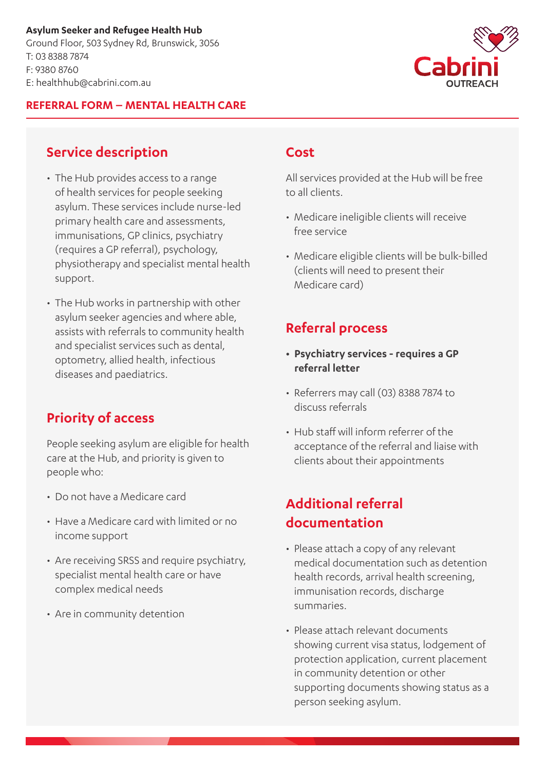**Asylum Seeker and Refugee Health Hub**
Ground Floor, 503 Sydney Rd, Brunswick, 3056
T: 03 8388 7874
F: 9380 8760
E: healthhub@cabrini.com.au

Cabrini OUTREACH

**REFERRAL FORM – MENTAL HEALTH CARE**

## Service description

- The Hub provides access to a range of health services for people seeking asylum. These services include nurse-led primary health care and assessments, immunisations, GP clinics, psychiatry (requires a GP referral), psychology, physiotherapy and specialist mental health support.
- The Hub works in partnership with other asylum seeker agencies and where able, assists with referrals to community health and specialist services such as dental, optometry, allied health, infectious diseases and paediatrics.

## Priority of access

People seeking asylum are eligible for health care at the Hub, and priority is given to people who:

- Do not have a Medicare card
- Have a Medicare card with limited or no income support
- Are receiving SRSS and require psychiatry, specialist mental health care or have complex medical needs
- Are in community detention

## Cost

All services provided at the Hub will be free to all clients.

- Medicare ineligible clients will receive free service
- Medicare eligible clients will be bulk-billed (clients will need to present their Medicare card)

## Referral process

- **Psychiatry services - requires a GP referral letter**
- Referrers may call (03) 8388 7874 to discuss referrals
- Hub staff will inform referrer of the acceptance of the referral and liaise with clients about their appointments

## Additional referral documentation

- Please attach a copy of any relevant medical documentation such as detention health records, arrival health screening, immunisation records, discharge summaries.
- Please attach relevant documents showing current visa status, lodgement of protection application, current placement in community detention or other supporting documents showing status as a person seeking asylum.